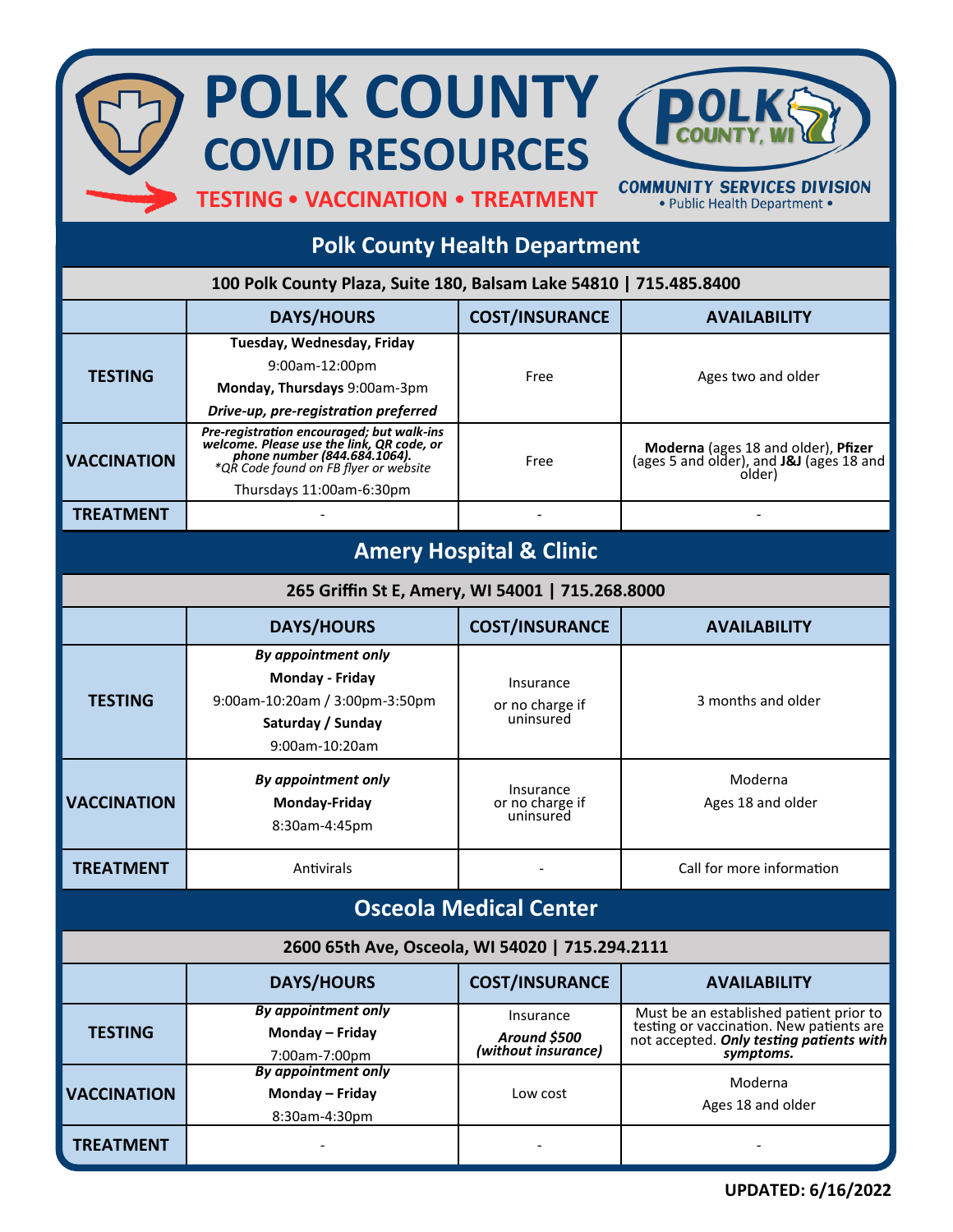# POLK COUNTY COVID RESOURCES

**TESTING • VACCINATION • TREATMENT**

POLK COUNTY, WI
COMMUNITY SERVICES DIVISION
• Public Health Department •

## Polk County Health Department

**100 Polk County Plaza, Suite 180, Balsam Lake 54810 | 715.485.8400**

| | DAYS/HOURS | COST/INSURANCE | AVAILABILITY |
|---|---|---|---|
| **TESTING** | **Tuesday, Wednesday, Friday** 9:00am-12:00pm **Monday, Thursdays** 9:00am-3pm ***Drive-up, pre-registration preferred*** | Free | Ages two and older |
| **VACCINATION** | ***Pre-registration encouraged; but walk-ins welcome. Please use the link, QR code, or phone number (844.684.1064).*** *\*QR Code found on FB flyer or website* Thursdays 11:00am-6:30pm | Free | **Moderna** (ages 18 and older), **Pfizer** (ages 5 and older), and **J&J** (ages 18 and older) |
| **TREATMENT** | - | - | - |

## Amery Hospital & Clinic

**265 Griffin St E, Amery, WI 54001 | 715.268.8000**

| | DAYS/HOURS | COST/INSURANCE | AVAILABILITY |
|---|---|---|---|
| **TESTING** | ***By appointment only*** **Monday - Friday** 9:00am-10:20am / 3:00pm-3:50pm **Saturday / Sunday** 9:00am-10:20am | Insurance or no charge if uninsured | 3 months and older |
| **VACCINATION** | ***By appointment only*** **Monday-Friday** 8:30am-4:45pm | Insurance or no charge if uninsured | Moderna Ages 18 and older |
| **TREATMENT** | Antivirals | - | Call for more information |

## Osceola Medical Center

**2600 65th Ave, Osceola, WI 54020 | 715.294.2111**

| | DAYS/HOURS | COST/INSURANCE | AVAILABILITY |
|---|---|---|---|
| **TESTING** | ***By appointment only*** **Monday – Friday** 7:00am-7:00pm | Insurance ***Around $500 (without insurance)*** | Must be an established patient prior to testing or vaccination. New patients are not accepted. ***Only testing patients with symptoms.*** |
| **VACCINATION** | ***By appointment only*** **Monday – Friday** 8:30am-4:30pm | Low cost | Moderna Ages 18 and older |
| **TREATMENT** | - | - | - |

**UPDATED: 6/16/2022**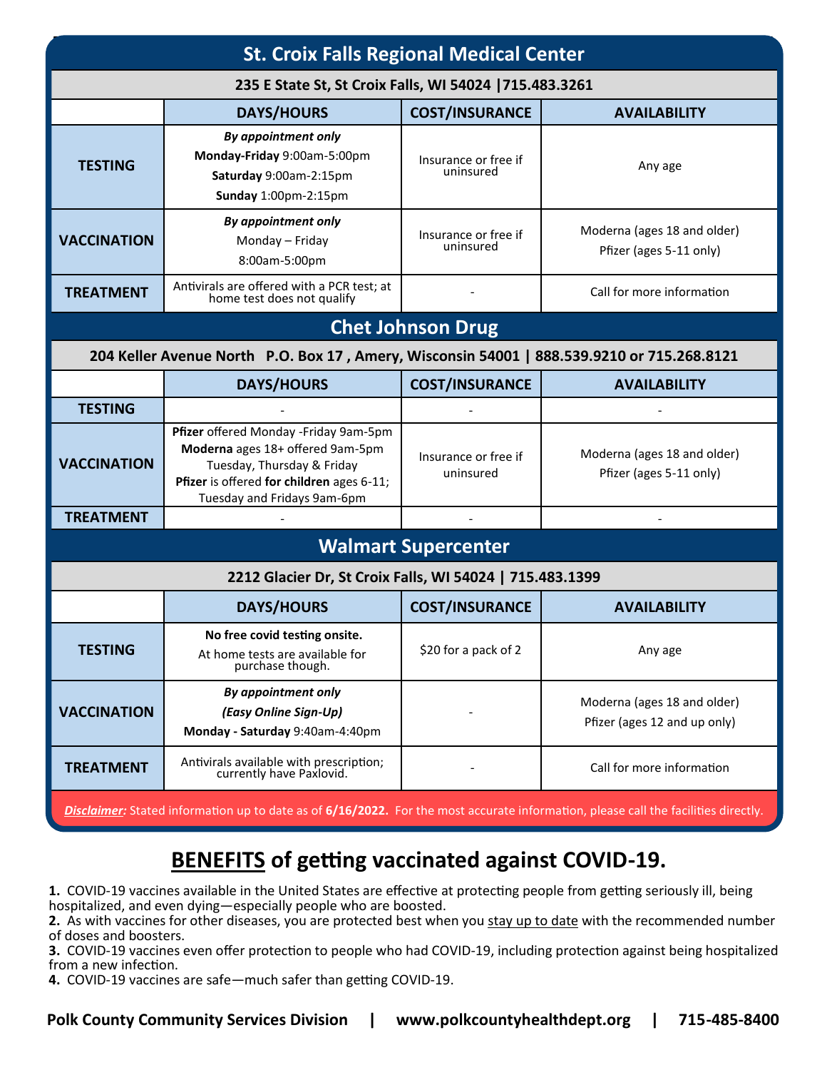## St. Croix Falls Regional Medical Center

**235 E State St, St Croix Falls, WI 54024 |715.483.3261**

| | DAYS/HOURS | COST/INSURANCE | AVAILABILITY |
|---|---|---|---|
| **TESTING** | ***By appointment only*** **Monday-Friday** 9:00am-5:00pm **Saturday** 9:00am-2:15pm **Sunday** 1:00pm-2:15pm | Insurance or free if uninsured | Any age |
| **VACCINATION** | ***By appointment only*** Monday – Friday 8:00am-5:00pm | Insurance or free if uninsured | Moderna (ages 18 and older) Pfizer (ages 5-11 only) |
| **TREATMENT** | Antivirals are offered with a PCR test; at home test does not qualify | - | Call for more information |

## Chet Johnson Drug

**204 Keller Avenue North P.O. Box 17 , Amery, Wisconsin 54001 | 888.539.9210 or 715.268.8121**

| | DAYS/HOURS | COST/INSURANCE | AVAILABILITY |
|---|---|---|---|
| **TESTING** | - | - | - |
| **VACCINATION** | **Pfizer** offered Monday -Friday 9am-5pm **Moderna** ages 18+ offered 9am-5pm Tuesday, Thursday & Friday **Pfizer** is offered **for children** ages 6-11; Tuesday and Fridays 9am-6pm | Insurance or free if uninsured | Moderna (ages 18 and older) Pfizer (ages 5-11 only) |
| **TREATMENT** | - | - | - |

## Walmart Supercenter

**2212 Glacier Dr, St Croix Falls, WI 54024 | 715.483.1399**

| | DAYS/HOURS | COST/INSURANCE | AVAILABILITY |
|---|---|---|---|
| **TESTING** | **No free covid testing onsite.** At home tests are available for purchase though. | $20 for a pack of 2 | Any age |
| **VACCINATION** | ***By appointment only*** ***(Easy Online Sign-Up)*** **Monday - Saturday** 9:40am-4:40pm | - | Moderna (ages 18 and older) Pfizer (ages 12 and up only) |
| **TREATMENT** | Antivirals available with prescription; currently have Paxlovid. | - | Call for more information |

***Disclaimer:*** Stated information up to date as of **6/16/2022.** For the most accurate information, please call the facilities directly.

# BENEFITS of getting vaccinated against COVID-19.

**1.** COVID-19 vaccines available in the United States are effective at protecting people from getting seriously ill, being hospitalized, and even dying—especially people who are boosted.
**2.** As with vaccines for other diseases, you are protected best when you stay up to date with the recommended number of doses and boosters.
**3.** COVID-19 vaccines even offer protection to people who had COVID-19, including protection against being hospitalized from a new infection.
**4.** COVID-19 vaccines are safe—much safer than getting COVID-19.

**Polk County Community Services Division | www.polkcountyhealthdept.org | 715-485-8400**